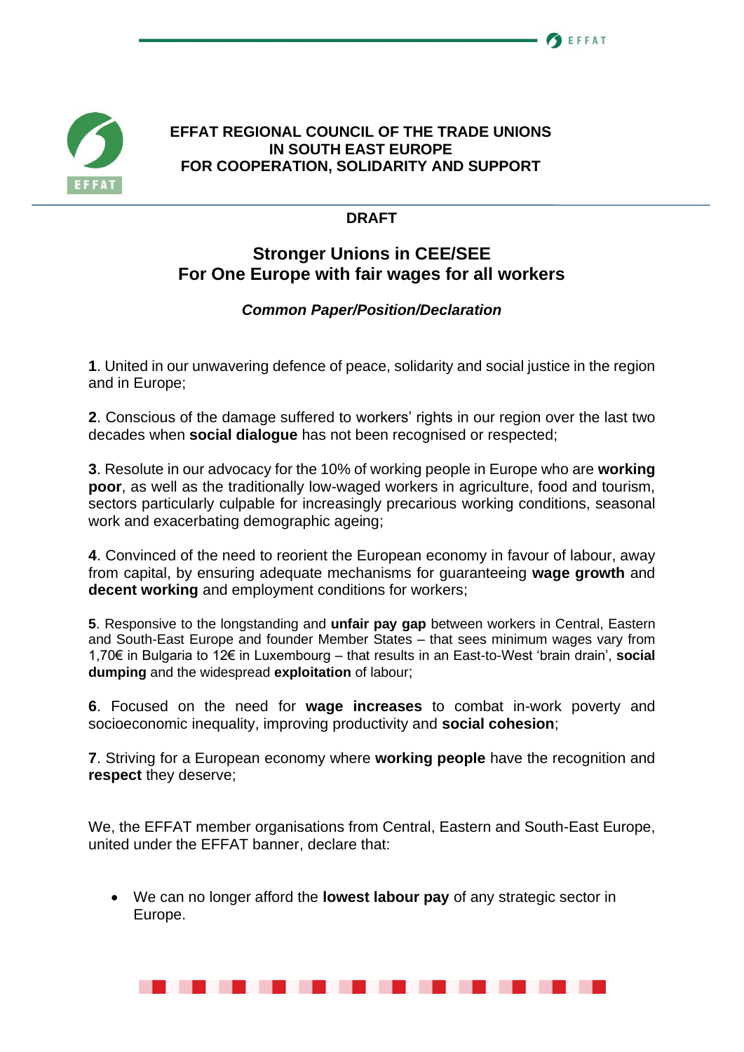**EFFAT REGIONAL COUNCIL OF THE TRADE UNIONS IN SOUTH EAST EUROPE FOR COOPERATION, SOLIDARITY AND SUPPORT**

**DRAFT**

# Stronger Unions in CEE/SEE For One Europe with fair wages for all workers

***Common Paper/Position/Declaration***

**1**. United in our unwavering defence of peace, solidarity and social justice in the region and in Europe;

**2**. Conscious of the damage suffered to workers' rights in our region over the last two decades when **social dialogue** has not been recognised or respected;

**3**. Resolute in our advocacy for the 10% of working people in Europe who are **working poor**, as well as the traditionally low-waged workers in agriculture, food and tourism, sectors particularly culpable for increasingly precarious working conditions, seasonal work and exacerbating demographic ageing;

**4**. Convinced of the need to reorient the European economy in favour of labour, away from capital, by ensuring adequate mechanisms for guaranteeing **wage growth** and **decent working** and employment conditions for workers;

**5**. Responsive to the longstanding and **unfair pay gap** between workers in Central, Eastern and South-East Europe and founder Member States – that sees minimum wages vary from 1,70€ in Bulgaria to 12€ in Luxembourg – that results in an East-to-West 'brain drain', **social dumping** and the widespread **exploitation** of labour;

**6**. Focused on the need for **wage increases** to combat in-work poverty and socioeconomic inequality, improving productivity and **social cohesion**;

**7**. Striving for a European economy where **working people** have the recognition and **respect** they deserve;

We, the EFFAT member organisations from Central, Eastern and South-East Europe, united under the EFFAT banner, declare that:

- We can no longer afford the **lowest labour pay** of any strategic sector in Europe.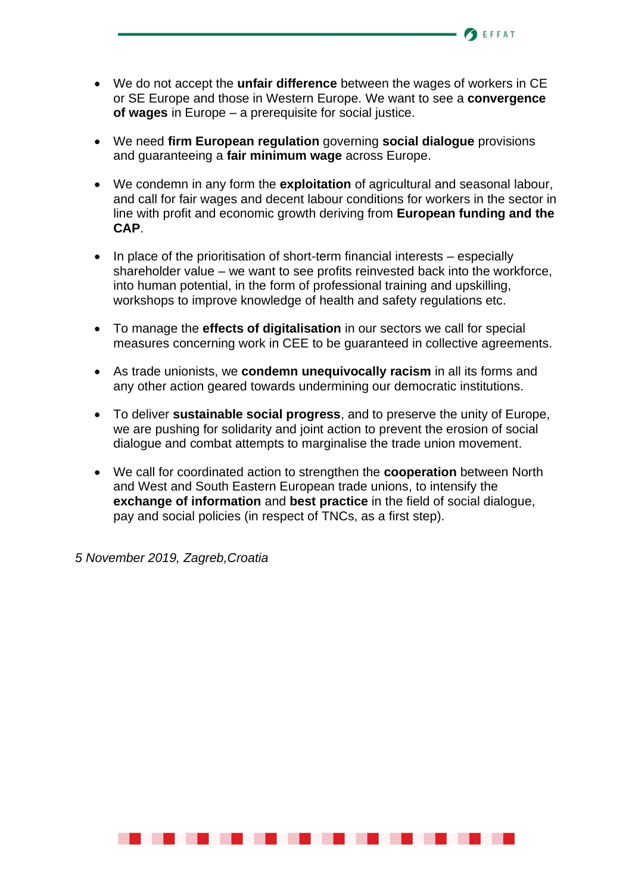- We do not accept the **unfair difference** between the wages of workers in CE or SE Europe and those in Western Europe. We want to see a **convergence of wages** in Europe – a prerequisite for social justice.

- We need **firm European regulation** governing **social dialogue** provisions and guaranteeing a **fair minimum wage** across Europe.

- We condemn in any form the **exploitation** of agricultural and seasonal labour, and call for fair wages and decent labour conditions for workers in the sector in line with profit and economic growth deriving from **European funding and the CAP**.

- In place of the prioritisation of short-term financial interests – especially shareholder value – we want to see profits reinvested back into the workforce, into human potential, in the form of professional training and upskilling, workshops to improve knowledge of health and safety regulations etc.

- To manage the **effects of digitalisation** in our sectors we call for special measures concerning work in CEE to be guaranteed in collective agreements.

- As trade unionists, we **condemn unequivocally racism** in all its forms and any other action geared towards undermining our democratic institutions.

- To deliver **sustainable social progress**, and to preserve the unity of Europe, we are pushing for solidarity and joint action to prevent the erosion of social dialogue and combat attempts to marginalise the trade union movement.

- We call for coordinated action to strengthen the **cooperation** between North and West and South Eastern European trade unions, to intensify the **exchange of information** and **best practice** in the field of social dialogue, pay and social policies (in respect of TNCs, as a first step).

*5 November 2019, Zagreb,Croatia*